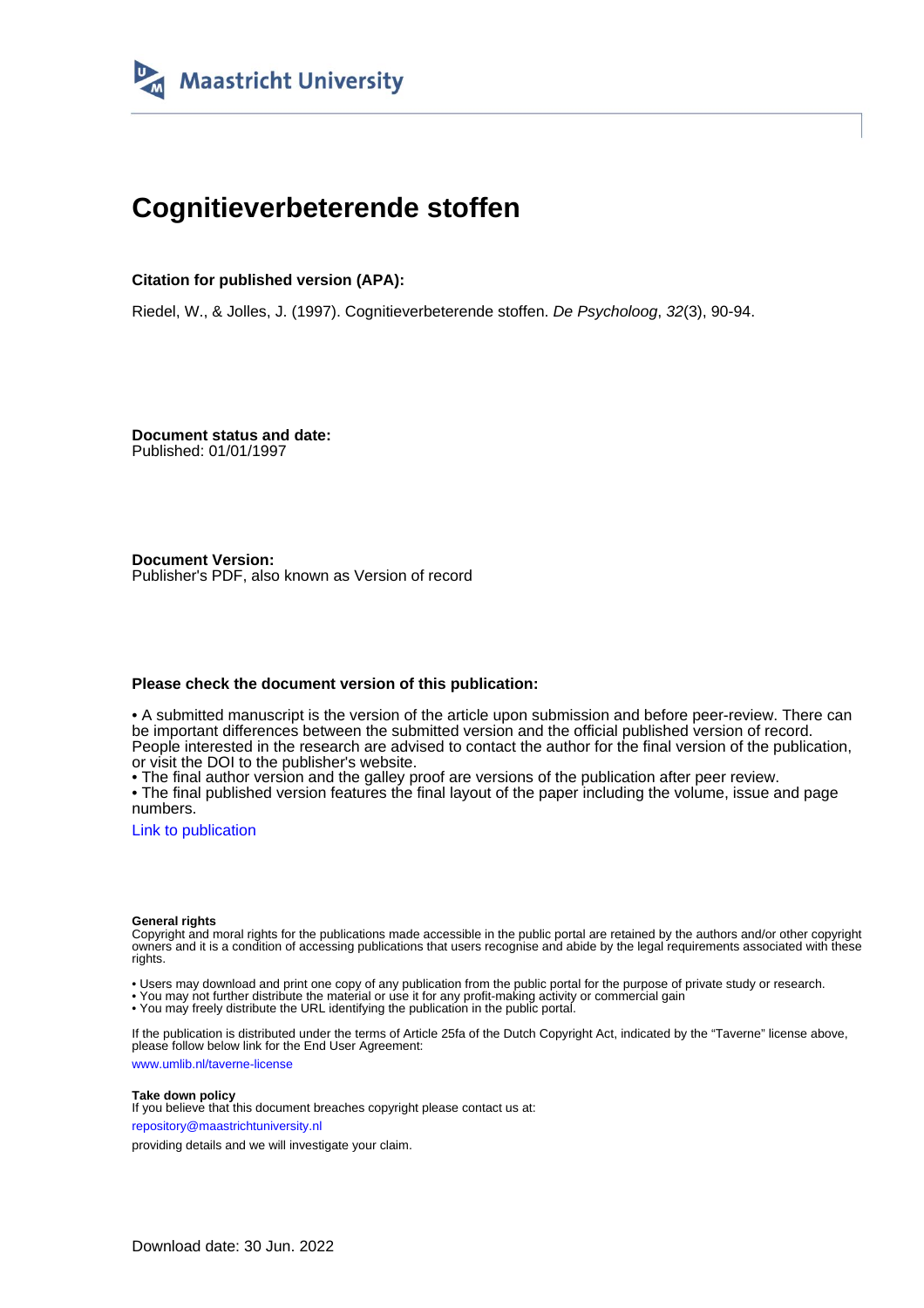Maastricht University

# Cognitieverbeterende stoffen

**Citation for published version (APA):**

Riedel, W., & Jolles, J. (1997). Cognitieverbeterende stoffen. *De Psycholoog*, *32*(3), 90-94.

**Document status and date:**
Published: 01/01/1997

**Document Version:**
Publisher's PDF, also known as Version of record

**Please check the document version of this publication:**

• A submitted manuscript is the version of the article upon submission and before peer-review. There can be important differences between the submitted version and the official published version of record. People interested in the research are advised to contact the author for the final version of the publication, or visit the DOI to the publisher's website.
• The final author version and the galley proof are versions of the publication after peer review.
• The final published version features the final layout of the paper including the volume, issue and page numbers.

Link to publication

**General rights**
Copyright and moral rights for the publications made accessible in the public portal are retained by the authors and/or other copyright owners and it is a condition of accessing publications that users recognise and abide by the legal requirements associated with these rights.

• Users may download and print one copy of any publication from the public portal for the purpose of private study or research.
• You may not further distribute the material or use it for any profit-making activity or commercial gain
• You may freely distribute the URL identifying the publication in the public portal.

If the publication is distributed under the terms of Article 25fa of the Dutch Copyright Act, indicated by the "Taverne" license above, please follow below link for the End User Agreement:

www.umlib.nl/taverne-license

**Take down policy**
If you believe that this document breaches copyright please contact us at:

repository@maastrichtuniversity.nl

providing details and we will investigate your claim.

Download date: 30 Jun. 2022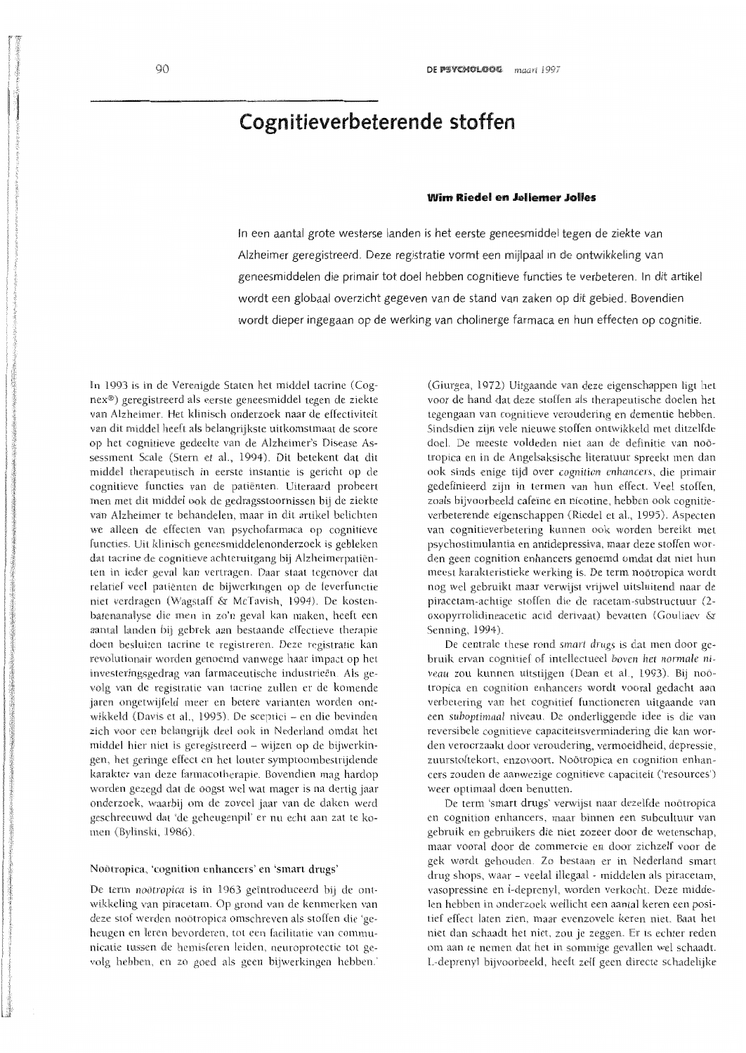# Cognitieverbeterende stoffen

**Wim Riedel en Jelle Jolles**

In een aantal grote westerse landen is het eerste geneesmiddel tegen de ziekte van Alzheimer geregistreerd. Deze registratie vormt een mijlpaal in de ontwikkeling van geneesmiddelen die primair tot doel hebben cognitieve functies te verbeteren. In dit artikel wordt een globaal overzicht gegeven van de stand van zaken op dit gebied. Bovendien wordt dieper ingegaan op de werking van cholinerge farmaca en hun effecten op cognitie.

In 1993 is in de Verenigde Staten het middel tacrine (Cognex®) geregistreerd als eerste geneesmiddel tegen de ziekte van Alzheimer. Het klinisch onderzoek naar de effectiviteit van dit middel heeft als belangrijkste uitkomstmaat de score op het cognitieve gedeelte van de Alzheimer's Disease Assessment Scale (Stern et al., 1994). Dit betekent dat dit middel therapeutisch in eerste instantie is gericht op de cognitieve functies van de patiënten. Uiteraard probeert men met dit middel ook de gedragsstoornissen bij de ziekte van Alzheimer te behandelen, maar in dit artikel belichten we alleen de effecten van psychofarmaca op cognitieve functies. Uit klinisch geneesmiddelenonderzoek is gebleken dat tacrine de cognitieve achteruitgang bij Alzheimerpatiënten in ieder geval kan vertragen. Daar staat tegenover dat relatief veel patiënten de bijwerkingen op de leverfunctie niet verdragen (Wagstaff & McTavish, 1994). De kosten-batenanalyse die men in zo'n geval kan maken, heeft een aantal landen bij gebrek aan bestaande effectieve therapie doen besluiten tacrine te registreren. Deze registratie kan revolutionair worden genoemd vanwege haar impact op het investeringsgedrag van farmaceutische industrieën. Als gevolg van de registratie van tacrine zullen er de komende jaren ongetwijfeld meer en betere varianten worden ontwikkeld (Davis et al., 1995). De sceptici – en die bevinden zich voor een belangrijk deel ook in Nederland omdat het middel hier niet is geregistreerd – wijzen op de bijwerkingen, het geringe effect en het louter symptoombestrijdende karakter van deze farmacotherapie. Bovendien mag hardop worden gezegd dat de oogst wel wat mager is na dertig jaar onderzoek, waarbij om de zoveel jaar van de daken werd geschreeuwd dat 'de geheugenpil' er nu echt aan zat te komen (Bylinski, 1986).

## Noötropica, 'cognition enhancers' en 'smart drugs'

De term *noötropica* is in 1963 geïntroduceerd bij de ontwikkeling van piracetam. Op grond van de kenmerken van deze stof werden noötropica omschreven als stoffen die 'geheugen en leren bevorderen, tot een facilitatie van communicatie tussen de hemisferen leiden, neuroprotectie tot gevolg hebben, en zo goed als geen bijwerkingen hebben.' (Giurgea, 1972) Uitgaande van deze eigenschappen ligt het voor de hand dat deze stoffen als therapeutische doelen het tegengaan van cognitieve veroudering en dementie hebben. Sindsdien zijn vele nieuwe stoffen ontwikkeld met ditzelfde doel. De meeste voldeden niet aan de definitie van noötropica en in de Angelsaksische literatuur spreekt men dan ook sinds enige tijd over *cognition enhancers*, die primair gedefinieerd zijn in termen van hun effect. Veel stoffen, zoals bijvoorbeeld cafeïne en nicotine, hebben ook cognitieverbeterende eigenschappen (Riedel et al., 1995). Aspecten van cognitieverbetering kunnen ook worden bereikt met psychostimulantia en antidepressiva, maar deze stoffen worden geen cognition enhancers genoemd omdat dat niet hun meest karakteristieke werking is. De term noötropica wordt nog wel gebruikt maar verwijst vrijwel uitsluitend naar de piracetam-achtige stoffen die de racetam-substructuur (2-oxopyrrolidineacetic acid derivaat) bevatten (Gouliaev & Senning, 1994).

De centrale these rond *smart drugs* is dat men door gebruik ervan cognitief of intellectueel *boven het normale niveau* zou kunnen uitstijgen (Dean et al., 1993). Bij noötropica en cognition enhancers wordt vooral gedacht aan verbetering van het cognitief functioneren uitgaande van een *suboptimaal* niveau. De onderliggende idee is die van reversibele cognitieve capaciteitsvermindering die kan worden veroorzaakt door veroudering, vermoeidheid, depressie, zuurstoftekort, enzovoort. Noötropica en cognition enhancers zouden de aanwezige cognitieve capaciteit ('resources') weer optimaal doen benutten.

De term 'smart drugs' verwijst naar dezelfde noötropica en cognition enhancers, maar binnen een subcultuur van gebruik en gebruikers die niet zozeer door de wetenschap, maar vooral door de commercie en door zichzelf voor de gek wordt gehouden. Zo bestaan er in Nederland smart drug shops, waar – veelal illegaal – middelen als piracetam, vasopressine en l-deprenyl, worden verkocht. Deze middelen hebben in onderzoek wellicht een aantal keren een positief effect laten zien, maar evenzovele keren niet. Baat het niet dan schaadt het niet, zou je zeggen. Er is echter reden om aan te nemen dat het in sommige gevallen wel schaadt. L-deprenyl bijvoorbeeld, heeft zelf geen directe schadelijke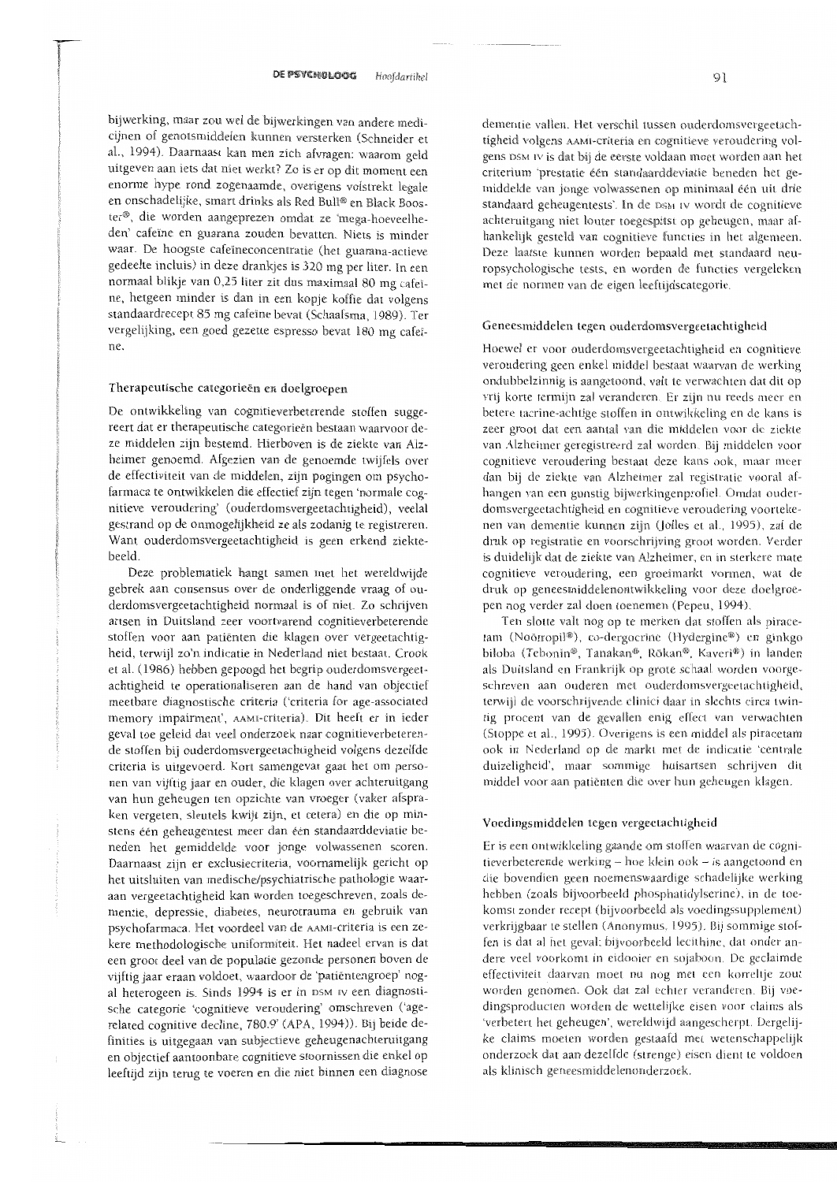bijwerking, maar zou wel de bijwerkingen van andere medicijnen of genotsmiddelen kunnen versterken (Schneider et al., 1994). Daarnaast kan men zich afvragen: waarom geld uitgeven aan iets dat niet werkt? Zo is er op dit moment een enorme hype rond zogenaamde, overigens volstrekt legale en onschadelijke, smart drinks als Red Bull® en Black Booster®, die worden aangeprezen omdat ze 'mega-hoeveelheden' cafeïne en guarana zouden bevatten. Niets is minder waar. De hoogste cafeïneconcentratie (het guarana-actieve gedeelte inclusis) in deze drankjes is 320 mg per liter. In een normaal blikje van 0,25 liter zit dus maximaal 80 mg cafeïne, hetgeen minder is dan in een kopje koffie dat volgens standaardrecept 85 mg cafeïne bevat (Schaalsma, 1989). Ter vergelijking, een goed gezette espresso bevat 180 mg cafeïne.

### Therapeutische categorieën en doelgroepen

De ontwikkeling van cognitieverbeterende stoffen suggereert dat er therapeutische categorieën bestaan waarvoor deze middelen zijn bestemd. Hierboven is de ziekte van Alzheimer genoemd. Afgezien van de genoemde twijfels over de effectiviteit van de middelen, zijn pogingen om psychofarmaca te ontwikkelen die effectief zijn tegen 'normale cognitieve veroudering' (ouderdomsvergeetachtigheid), veelal gestrand op de onmogelijkheid ze als zodanig te registreren. Want ouderdomsvergeetachtigheid is geen erkend ziektebeeld.

Deze problematiek hangt samen met het wereldwijde gebrek aan consensus over de onderliggende vraag of ouderdomsvergeetachtigheid normaal is of niet. Zo schrijven artsen in Duitsland zeer voortvarend cognitieverbeterende stoffen voor aan patiënten die klagen over vergeetachtigheid, terwijl zo'n indicatie in Nederland niet bestaat. Crook et al. (1986) hebben gepoogd het begrip ouderdomsvergeetachtigheid te operationaliseren aan de hand van objectief meetbare diagnostische criteria ('criteria for age-associated memory impairment', AAMI-criteria). Dit heeft er in ieder geval toe geleid dat veel onderzoek naar cognitieverbeterende stoffen bij ouderdomsvergeetachtigheid volgens dezelfde criteria is uitgevoerd. Kort samengevat gaat het om personen van vijftig jaar en ouder, die klagen over achteruitgang van hun geheugen ten opzichte van vroeger (vaker afspraken vergeten, sleutels kwijt zijn, et cetera) en die op minstens één geheugentest meer dan één standaarddeviatie beneden het gemiddelde voor jonge volwassenen scoren. Daarnaast zijn er exclusiecriteria, voornamelijk gericht op het uitsluiten van medische/psychiatrische pathologie waaraan vergeetachtigheid kan worden toegeschreven, zoals dementie, depressie, diabetes, neurotrauma en gebruik van psychofarmaca. Het voordeel van de AAMI-criteria is een zekere methodologische uniformiteit. Het nadeel ervan is dat een groot deel van de populatie gezonde personen boven de vijftig jaar eraan voldoet, waardoor de 'patiëntengroep' nogal heterogeen is. Sinds 1994 is er in DSM IV een diagnostische categorie 'cognitieve veroudering' omschreven ('age-related cognitive decline, 780.9' (APA, 1994)). Bij beide definities is uitgegaan van subjectieve geheugenachteruitgang en objectief aantoonbare cognitieve stoornissen die enkel op leeftijd zijn terug te voeren en die niet binnen een diagnose dementie vallen. Het verschil tussen ouderdomsvergeetachtigheid volgens AAMI-criteria en cognitieve veroudering volgens DSM IV is dat bij de eerste voldaan moet worden aan het criterium 'prestatie één standaarddeviatie beneden het gemiddelde van jonge volwassenen op minimaal één uit drie standaard geheugentests'. In de DSM IV wordt de cognitieve achteruitgang niet louter toegespitst op geheugen, maar afhankelijk gesteld van cognitieve functies in het algemeen. Deze laatste kunnen worden bepaald met standaard neuropsychologische tests, en worden de functies vergeleken met de normen van de eigen leeftijdscategorie.

### Geneesmiddelen tegen ouderdomsvergeetachtigheid

Hoewel er voor ouderdomsvergeetachtigheid en cognitieve veroudering geen enkel middel bestaat waarvan de werking ondubbelzinnig is aangetoond, valt te verwachten dat dit op vrij korte termijn zal veranderen. Er zijn nu reeds meer en betere tacrine-achtige stoffen in ontwikkeling en de kans is zeer groot dat een aantal van die middelen voor de ziekte van Alzheimer geregistreerd zal worden. Bij middelen voor cognitieve veroudering bestaat deze kans ook, maar meer dan bij de ziekte van Alzheimer zal registratie vooral afhangen van een gunstig bijwerkingenprofiel. Omdat ouderdomsvergeetachtigheid en cognitieve veroudering voortekenen van dementie kunnen zijn (Jolles et al., 1995), zal de druk op registratie en voorschrijving groot worden. Verder is duidelijk dat de ziekte van Alzheimer, en in sterkere mate cognitieve veroudering, een groeimarkt vormen, wat de druk op geneesmiddelenontwikkeling voor deze doelgroepen nog verder zal doen toenemen (Pepeu, 1994).

Ten slotte valt nog op te merken dat stoffen als piracetam (Nootropil®), co-dergocrine (Hydergine®) en ginkgo biloba (Tebonin®, Tanakan®, Rökan®, Kaveri®) in landen als Duitsland en Frankrijk op grote schaal worden voorgeschreven aan ouderen met ouderdomsvergeetachtigheid, terwijl de voorschrijvende clinici daar in slechts circa twintig procent van de gevallen enig effect van verwachten (Stoppe et al., 1995). Overigens is een middel als piracetam ook in Nederland op de markt met de indicatie 'centrale duizeligheid', maar sommige huisartsen schrijven dit middel voor aan patiënten die over hun geheugen klagen.

### Voedingsmiddelen tegen vergeetachtigheid

Er is een ontwikkeling gaande om stoffen waarvan de cognitieverbeterende werking – hoe klein ook – is aangetoond en die bovendien geen noemenswaardige schadelijke werking hebben (zoals bijvoorbeeld phosphatidylserine), in de toekomst zonder recept (bijvoorbeeld als voedingssupplement) verkrijgbaar te stellen (Anonymus, 1995). Bij sommige stoffen is dat al het geval: bijvoorbeeld lecithine, dat onder andere veel voorkomt in eidooier en sojaboon. De geclaimde effectiviteit daarvan moet nu nog met een korreltje zout worden genomen. Ook dat zal echter veranderen. Bij voedingsproducten worden de wettelijke eisen voor claims als 'verbetert het geheugen', wereldwijd aangescherpt. Dergelijke claims moeten worden gestaafd met wetenschappelijk onderzoek dat aan dezelfde (strenge) eisen dient te voldoen als klinisch geneesmiddelenonderzoek.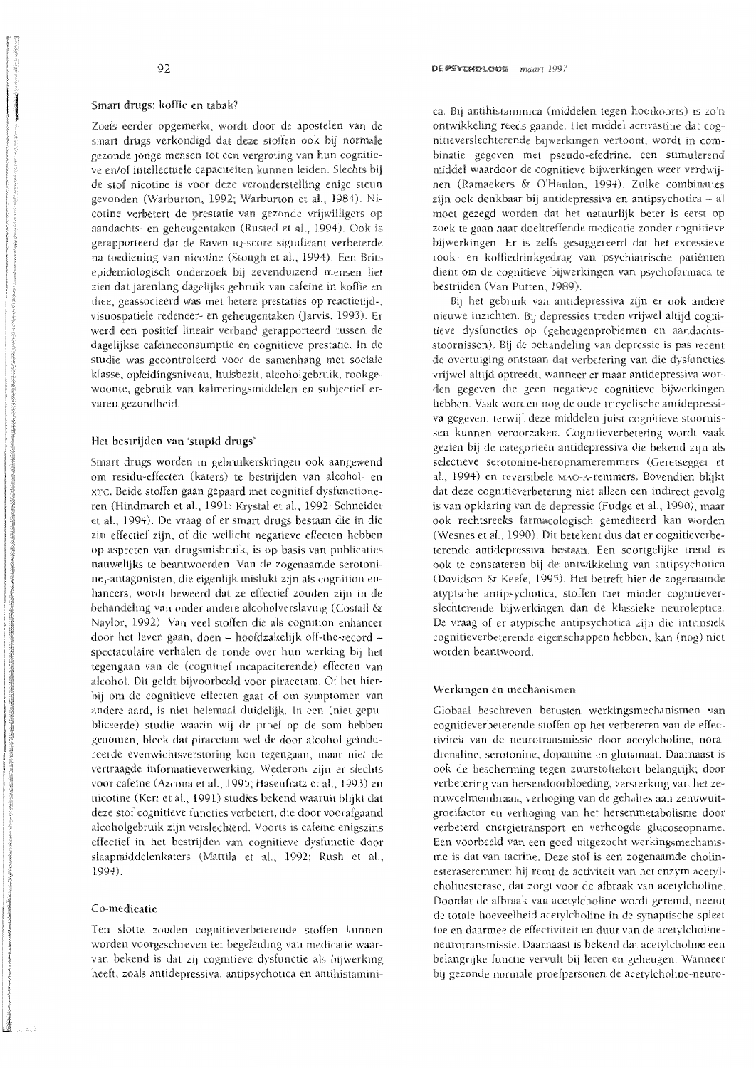### Smart drugs: koffie en tabak?

Zoals eerder opgemerkt, wordt door de apostelen van de smart drugs verkondigd dat deze stoffen ook bij normale gezonde jonge mensen tot een vergroting van hun cognitieve en/of intellectuele capaciteiten kunnen leiden. Slechts bij de stof nicotine is voor deze veronderstelling enige steun gevonden (Warburton, 1992; Warburton et al., 1984). Nicotine verbetert de prestatie van gezonde vrijwilligers op aandachts- en geheugentaken (Rusted et al., 1994). Ook is gerapporteerd dat de Raven IQ-score significant verbeterde na toediening van nicotine (Stough et al., 1994). Een Brits epidemiologisch onderzoek bij zevenduizend mensen liet zien dat jarenlang dagelijks gebruik van cafeïne in koffie en thee, geassocieerd was met betere prestaties op reactietijd-, visuospatiële redeneer- en geheugentaken (Jarvis, 1993). Er werd een positief lineair verband gerapporteerd tussen de dagelijkse cafeïneconsumptie en cognitieve prestatie. In de studie was gecontroleerd voor de samenhang met sociale klasse, opleidingsniveau, huisbezit, alcoholgebruik, rookgewoonte, gebruik van kalmeringsmiddelen en subjectief ervaren gezondheid.

### Het bestrijden van 'stupid drugs'

Smart drugs worden in gebruikerskringen ook aangewend om residu-effecten (katers) te bestrijden van alcohol- en XTC. Beide stoffen gaan gepaard met cognitief dysfunctioneren (Hindmarch et al., 1991; Krystal et al., 1992; Schneider et al., 1994). De vraag of er smart drugs bestaan die in die zin effectief zijn, of die wellicht negatieve effecten hebben op aspecten van drugsmisbruik, is op basis van publicaties nauwelijks te beantwoorden. Van de zogenaamde serotonine$_3$-antagonisten, die eigenlijk mislukt zijn als cognition enhancers, wordt beweerd dat ze effectief zouden zijn in de behandeling van onder andere alcoholverslaving (Costall & Naylor, 1992). Van veel stoffen die als cognition enhancer door het leven gaan, doen – hoofdzakelijk off-the-record – spectaculaire verhalen de ronde over hun werking bij het tegengaan van de (cognitief incapaciterende) effecten van alcohol. Dit geldt bijvoorbeeld voor piracetam. Of het hierbij om de cognitieve effecten gaat of om symptomen van andere aard, is niet helemaal duidelijk. In een (niet-gepubliceerde) studie waarin wij de proef op de som hebben genomen, bleek dat piracetam wel de door alcohol geïnduceerde evenwichtsverstoring kon tegengaan, maar niet de vertraagde informatieverwerking. Wederom zijn er slechts voor cafeïne (Azcona et al., 1995; Hasenfratz et al., 1993) en nicotine (Kerr et al., 1991) studies bekend waaruit blijkt dat deze stof cognitieve functies verbetert, die door voorafgaand alcoholgebruik zijn verslechterd. Voorts is cafeïne enigszins effectief in het bestrijden van cognitieve dysfunctie door slaapmiddelenkaters (Mattila et al., 1992; Rush et al., 1994).

### Co-medicatie

Ten slotte zouden cognitieverbeterende stoffen kunnen worden voorgeschreven ter begeleiding van medicatie waarvan bekend is dat zij cognitieve dysfunctie als bijwerking heeft, zoals antidepressiva, antipsychotica en antihistaminica. Bij antihistaminica (middelen tegen hooikoorts) is zo'n ontwikkeling reeds gaande. Het middel acrivastine dat cognitieverslechterende bijwerkingen vertoont, wordt in combinatie gegeven met pseudo-efedrine, een stimulerend middel waardoor de cognitieve bijwerkingen weer verdwijnen (Ramaekers & O'Hanlon, 1994). Zulke combinaties zijn ook denkbaar bij antidepressiva en antipsychotica – al moet gezegd worden dat het natuurlijk beter is eerst op zoek te gaan naar doeltreffende medicatie zonder cognitieve bijwerkingen. Er is zelfs gesuggereerd dat het excessieve rook- en koffiedrinkgedrag van psychiatrische patiënten dient om de cognitieve bijwerkingen van psychofarmaca te bestrijden (Van Putten, 1989).

Bij het gebruik van antidepressiva zijn er ook andere nieuwe inzichten. Bij depressies treden vrijwel altijd cognitieve dysfuncties op (geheugenproblemen en aandachtsstoornissen). Bij de behandeling van depressie is pas recent de overtuiging ontstaan dat verbetering van die dysfuncties vrijwel altijd optreedt, wanneer er maar antidepressiva worden gegeven die geen negatieve cognitieve bijwerkingen hebben. Vaak worden nog de oude tricyclische antidepressiva gegeven, terwijl deze middelen juist cognitieve stoornissen kunnen veroorzaken. Cognitieverbetering wordt vaak gezien bij de categorieën antidepressiva die bekend zijn als selectieve serotonine-heropnameremmers (Geretsegger et al., 1994) en reversibele MAO-A-remmers. Bovendien blijkt dat deze cognitieverbetering niet alleen een indirect gevolg is van opklaring van de depressie (Fudge et al., 1990), maar ook rechtsreeks farmacologisch gemedieerd kan worden (Wesnes et al., 1990). Dit betekent dus dat er cognitieverbeterende antidepressiva bestaan. Een soortgelijke trend is ook te constateren bij de ontwikkeling van antipsychotica (Davidson & Keefe, 1995). Het betreft hier de zogenaamde atypische antipsychotica, stoffen met minder cognitieverslechterende bijwerkingen dan de klassieke neuroleptica. De vraag of er atypische antipsychotica zijn die intrinsiek cognitieverbeterende eigenschappen hebben, kan (nog) niet worden beantwoord.

### Werkingen en mechanismen

Globaal beschreven berusten werkingsmechanismen van cognitieverbeterende stoffen op het verbeteren van de effectiviteit van de neurotransmissie door acetylcholine, noradrenaline, serotonine, dopamine en glutamaat. Daarnaast is ook de bescherming tegen zuurstoftekort belangrijk; door verbetering van hersendoorbloeding, versterking van het zenuwcelmembraan, verhoging van de gehaltes aan zenuwuitgroeifactor en verhoging van het hersenmetabolisme door verbeterd energietransport en verhoogde glucoseopname. Een voorbeeld van een goed uitgezocht werkingsmechanisme is dat van tacrine. Deze stof is een zogenaamde cholinesteraseremmer: hij remt de activiteit van het enzym acetylcholinesterase, dat zorgt voor de afbraak van acetylcholine. Doordat de afbraak van acetylcholine wordt geremd, neemt de totale hoeveelheid acetylcholine in de synaptische spleet toe en daarmee de effectiviteit en duur van de acetylcholine-neurotransmissie. Daarnaast is bekend dat acetylcholine een belangrijke functie vervult bij leren en geheugen. Wanneer bij gezonde normale proefpersonen de acetylcholine-neuro-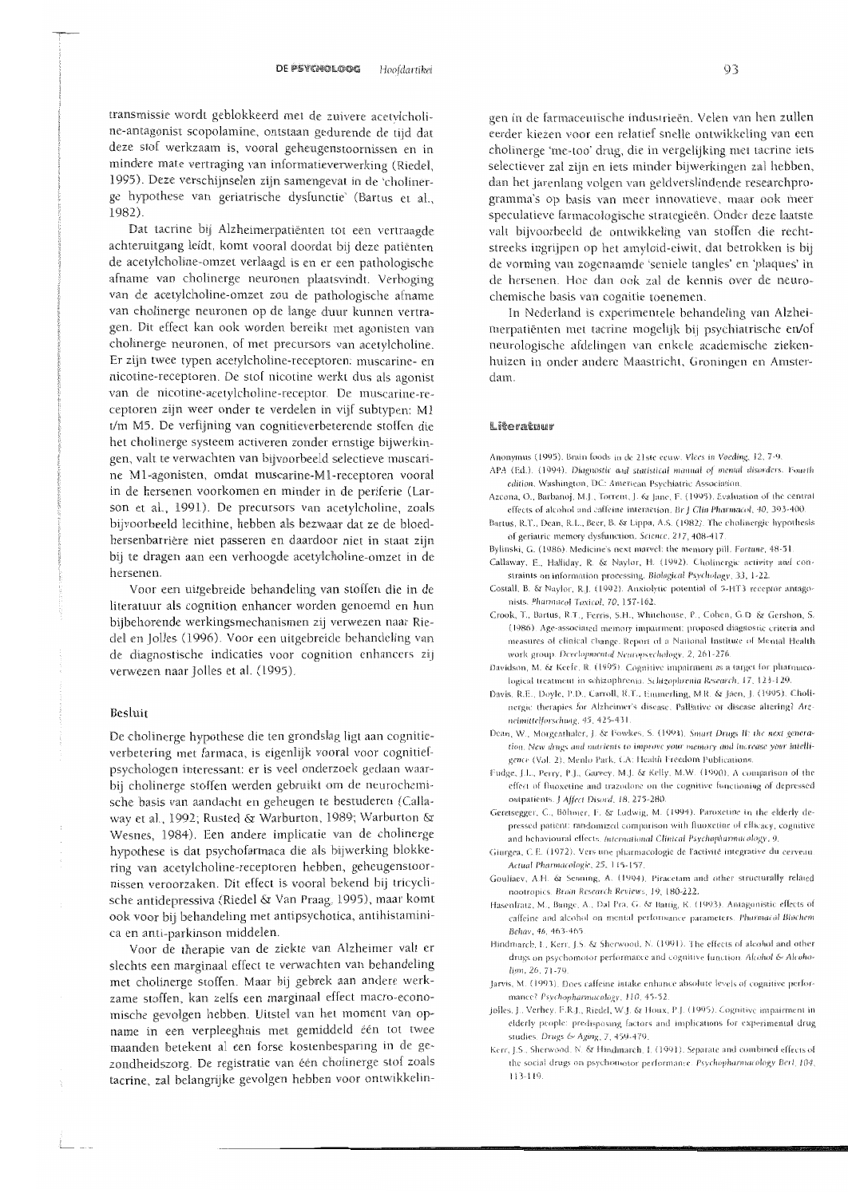transmissie wordt geblokkeerd met de zuivere acetylcholine-antagonist scopolamine, ontstaan gedurende de tijd dat deze stof werkzaam is, vooral geheugenstoornissen en in mindere mate vertraging van informatieverwerking (Riedel, 1995). Deze verschijnselen zijn samengevat in de 'cholinerge hypothese van geriatrische dysfunctie' (Bartus et al., 1982).

Dat tacrine bij Alzheimerpatiënten tot een vertraagde achteruitgang leidt, komt vooral doordat bij deze patiënten de acetylcholine-omzet verlaagd is en er een pathologische afname van cholinerge neuronen plaatsvindt. Verhoging van de acetylcholine-omzet zou de pathologische afname van cholinerge neuronen op de lange duur kunnen vertragen. Dit effect kan ook worden bereikt met agonisten van cholinerge neuronen, of met precursors van acetylcholine. Er zijn twee typen acetylcholine-receptoren: muscarine- en nicotine-receptoren. De stof nicotine werkt dus als agonist van de nicotine-acetylcholine-receptor. De muscarine-receptoren zijn weer onder te verdelen in vijf subtypen: M1 t/m M5. De verfijning van cognitieverbeterende stoffen die het cholinerge systeem activeren zonder ernstige bijwerkingen, valt te verwachten van bijvoorbeeld selectieve muscarine M1-agonisten, omdat muscarine-M1-receptoren vooral in de hersenen voorkomen en minder in de periferie (Larson et al., 1991). De precursors van acetylcholine, zoals bijvoorbeeld lecithine, hebben als bezwaar dat ze de bloed-hersenbarrière niet passeren en daardoor niet in staat zijn bij te dragen aan een verhoogde acetylcholine-omzet in de hersenen.

Voor een uitgebreide behandeling van stoffen die in de literatuur als cognition enhancer worden genoemd en hun bijbehorende werkingsmechanismen zij verwezen naar Riedel en Jolles (1996). Voor een uitgebreide behandeling van de diagnostische indicaties voor cognition enhancers zij verwezen naar Jolles et al. (1995).

## Besluit

De cholinerge hypothese die ten grondslag ligt aan cognitieverbetering met farmaca, is eigenlijk vooral voor cognitief-psychologen interessant: er is veel onderzoek gedaan waarbij cholinerge stoffen werden gebruikt om de neurochemische basis van aandacht en geheugen te bestuderen (Callaway et al., 1992; Rusted & Warburton, 1989; Warburton & Wesnes, 1984). Een andere implicatie van de cholinerge hypothese is dat psychofarmaca die als bijwerking blokkering van acetylcholine-receptoren hebben, geheugenstoornissen veroorzaken. Dit effect is vooral bekend bij tricyclische antidepressiva (Riedel & Van Praag, 1995), maar komt ook voor bij behandeling met antipsychotica, antihistaminica en anti-parkinson middelen.

Voor de therapie van de ziekte van Alzheimer valt er slechts een marginaal effect te verwachten van behandeling met cholinerge stoffen. Maar bij gebrek aan andere werkzame stoffen, kan zelfs een marginaal effect macro-economische gevolgen hebben. Uitstel van het moment van opname in een verpleeghuis met gemiddeld één tot twee maanden betekent al een forse kostenbesparing in de gezondheidszorg. De registratie van één cholinerge stof zoals tacrine, zal belangrijke gevolgen hebben voor ontwikkelingen in de farmaceutische industrieën. Velen van hen zullen eerder kiezen voor een relatief snelle ontwikkeling van een cholinerge 'me-too' drug, die in vergelijking met tacrine iets selectiever zal zijn en iets minder bijwerkingen zal hebben, dan het jarenlang volgen van geldverslindende researchprogramma's op basis van meer innovatieve, maar ook meer speculatieve farmacologische strategieën. Onder deze laatste valt bijvoorbeeld de ontwikkeling van stoffen die rechtstreeks ingrijpen op het amyloid-eiwit, dat betrokken is bij de vorming van zogenaamde 'seniele tangles' en 'plaques' in de hersenen. Hoe dan ook zal de kennis over de neurochemische basis van cognitie toenemen.

In Nederland is experimentele behandeling van Alzheimerpatiënten met tacrine mogelijk bij psychiatrische en/of neurologische afdelingen van enkele academische ziekenhuizen in onder andere Maastricht, Groningen en Amsterdam.

## Literatuur

Anonymus (1995). Brain foods in de 21ste eeuw. *Vlees in Voeding*, 12, 7-9.

APA (Ed.). (1994). *Diagnostic and statistical manual of mental disorders. Fourth edition*. Washington, DC: American Psychiatric Association.

Azcona, O., Barbanoj, M.J., Torrent, J. & Jane, F. (1995). Evaluation of the central effects of alcohol and caffeine interaction. *Br J Clin Pharmacol*, 40, 393-400.

Bartus, R.T., Dean, R.L., Beer, B. & Lippa, A.S. (1982). The cholinergic hypothesis of geriatric memory dysfunction. *Science*, 217, 408-417.

Bylinski, G. (1986). Medicine's next marvel: the memory pill. *Fortune*, 48-51.

Callaway, E., Halliday, R. & Naylor, H. (1992). Cholinergic activity and constraints on information processing. *Biological Psychology*, 33, 1-22.

Costall, B. & Naylor, R.J. (1992). Anxiolytic potential of 5-HT3 receptor antagonists. *Pharmacol Toxicol*, 70, 157-162.

Crook, T., Bartus, R.T., Ferris, S.H., Whitehouse, P., Cohen, G.D. & Gershon, S. (1986). Age-associated memory impairment: proposed diagnostic criteria and measures of clinical change. Report of a National Institute of Mental Health work group. *Developmental Neuropsychology*, 2, 261-276.

Davidson, M. & Keefe, R. (1995). Cognitive impairment as a target for pharmacological treatment in schizophrenia. *Schizophrenia Research*, 17, 123-129.

Davis, R.E., Doyle, P.D., Carroll, R.T., Emmerling, M.R. & Jaen, J. (1995). Cholinergic therapies for Alzheimer's disease. Palliative or disease altering? *Arzneimittelforschung*, 45, 425-431.

Dean, W., Morgenthaler, J. & Fowkes, S. (1993). *Smart Drugs II: the next generation. New drugs and nutrients to improve your memory and increase your intelligence* (Vol. 2). Menlo Park, CA: Health Freedom Publications.

Fudge, J.L., Perry, P.J., Garvey, M.J. & Kelly, M.W. (1990). A comparison of the effect of fluoxetine and trazodone on the cognitive functioning of depressed outpatients. *J Affect Disord*, 18, 275-280.

Geretsegger, C., Böhmer, F. & Ludwig, M. (1994). Paroxetine in the elderly depressed patient: randomized comparison with fluoxetine of efficacy, cognitive and behavioural effects. *International Clinical Psychopharmacology*, 9.

Giurgea, C.E. (1972). Vers une pharmacologie de l'activité intégrative du cerveau. *Actual Pharmacologie*, 25, 115-157.

Gouliaev, A.H. & Senning, A. (1994). Piracetam and other structurally related nootropics. *Brain Research Reviews*, 19, 180-222.

Hasenfratz, M., Bunge, A., Dal Pra, G. & Battig, K. (1993). Antagonistic effects of caffeine and alcohol on mental performance parameters. *Pharmacol Biochem Behav*, 46, 463-465.

Hindmarch, I., Kerr, J.S. & Sherwood, N. (1991). The effects of alcohol and other drugs on psychomotor performance and cognitive function. *Alcohol & Alcoholism*, 26, 71-79.

Jarvis, M. (1993). Does caffeine intake enhance absolute levels of cognitive performance? *Psychopharmacology*, 110, 45-52.

Jolles, J., Verhey, F.R.J., Riedel, W.J. & Houx, P.J. (1995). Cognitive impairment in elderly people: predisposing factors and implications for experimental drug studies. *Drugs & Aging*, 7, 459-479.

Kerr, J.S., Sherwood, N. & Hindmarch, I. (1991). Separate and combined effects of the social drugs on psychomotor performance. *Psychopharmacology Berl*, 104, 113-119.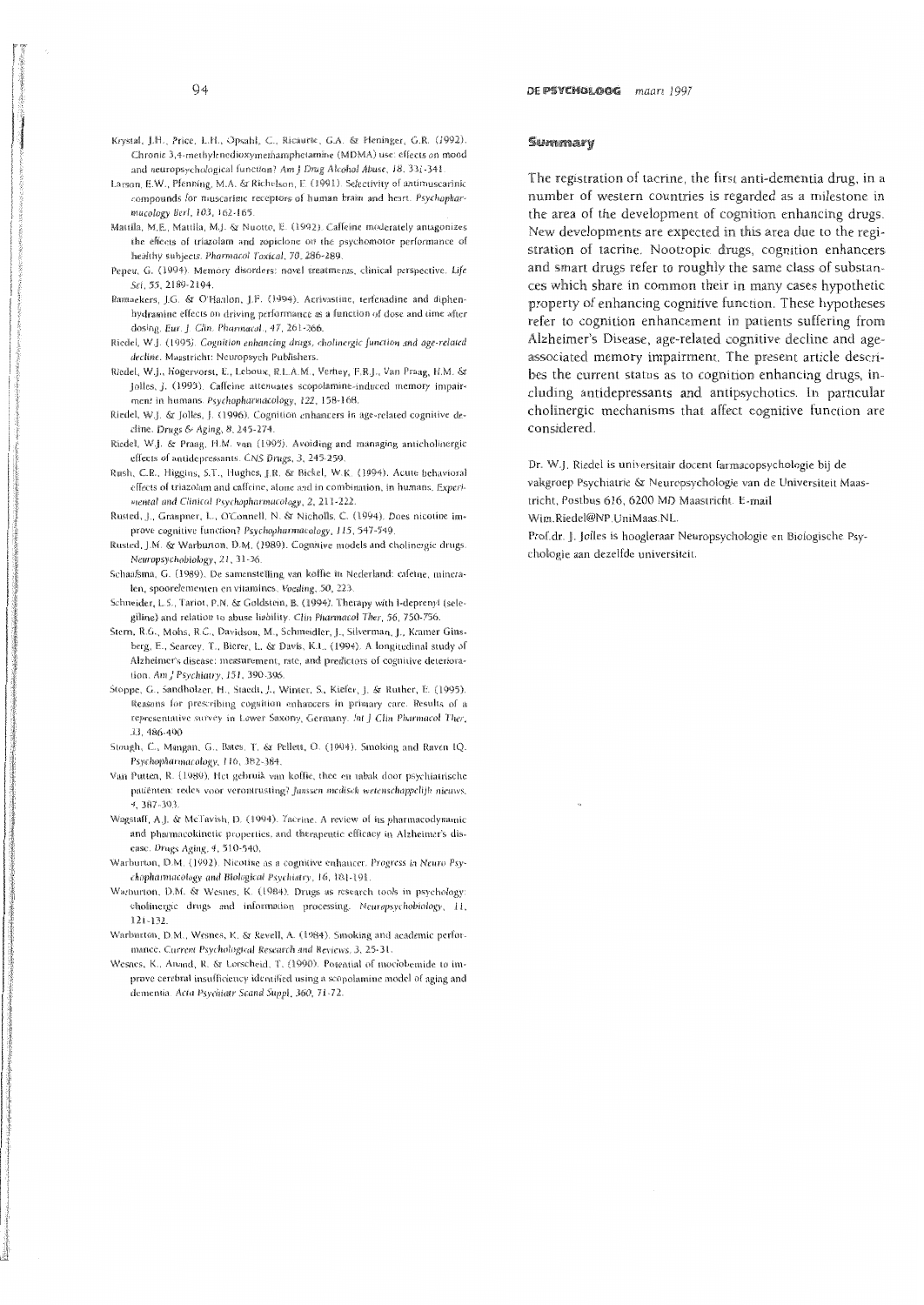Krystal, J.H., Price, L.H., Opsahl, C., Ricaurte, G.A. & Heninger, G.R. (1992). Chronic 3,4-methylenedioxymethamphetamine (MDMA) use: effects on mood and neuropsychological function? *Am J Drug Alcohol Abuse, 18*, 331-341.

Larson, E.W., Pfenning, M.A. & Richelson, E. (1991). Selectivity of antimuscarinic compounds for muscarinic receptors of human brain and heart. *Psychopharmacology Berl, 103*, 162-165.

Mattila, M.E., Mattila, M.J. & Nuotto, E. (1992). Caffeine moderately antagonizes the effects of triazolam and zopiclone on the psychomotor performance of healthy subjects. *Pharmacol Toxicol, 70*, 286-289.

Pepeu, G. (1994). Memory disorders: novel treatments, clinical perspective. *Life Sci, 55*, 2189-2194.

Ramaekers, J.G. & O'Hanlon, J.F. (1994). Acrivastine, terfenadine and diphenhydramine effects on driving performance as a function of dose and time after dosing. *Eur J Clin Pharmacol, 47*, 261-266.

Riedel, W.J. (1995). *Cognition enhancing drugs, cholinergic function and age-related decline.* Maastricht: Neuropsych Publishers.

Riedel, W.J., Hogervorst, E., Leboux, R.L.A.M., Verhey, F.R.J., Van Praag, H.M. & Jolles, J. (1995). Caffeine attenuates scopolamine-induced memory impairment in humans. *Psychopharmacology, 122*, 158-168.

Riedel, W.J. & Jolles, J. (1996). Cognition enhancers in age-related cognitive decline. *Drugs & Aging, 8*, 245-274.

Riedel, W.J. & Praag, H.M. van (1995). Avoiding and managing anticholinergic effects of antidepressants. *CNS Drugs, 3*, 245-259.

Rush, C.R., Higgins, S.T., Hughes, J.R. & Bickel, W.K. (1994). Acute behavioral effects of triazolam and caffeine, alone and in combination, in humans. *Experimental and Clinical Psychopharmacology, 2*, 211-222.

Rusted, J., Graupner, L., O'Connell, N. & Nicholls, C. (1994). Does nicotine improve cognitive function? *Psychopharmacology, 115*, 547-549.

Rusted, J.M. & Warburton, D.M. (1989). Cognitive models and cholinergic drugs. *Neuropsychobiology, 21*, 31-36.

Schaafsma, G. (1989). De samenstelling van koffie in Nederland: cafeïne, mineralen, spoorelementen en vitamines. *Voeding, 50*, 223.

Schneider, L.S., Tariot, P.N. & Goldstein, B. (1994). Therapy with l-deprenyl (selegiline) and relation to abuse liability. *Clin Pharmacol Ther, 56*, 750-756.

Stern, R.G., Mohs, R.C., Davidson, M., Schmeidler, J., Silverman, J., Kramer Ginsberg, E., Searcey, T., Bierer, L. & Davis, K.L. (1994). A longitudinal study of Alzheimer's disease: measurement, rate, and predictors of cognitive deterioration. *Am J Psychiatry, 151*, 390-396.

Stoppe, G., Sandholzer, H., Staedt, J., Winter, S., Kiefer, J. & Ruther, E. (1995). Reasons for prescribing cognition enhancers in primary care. Results of a representative survey in Lower Saxony, Germany. *Int J Clin Pharmacol Ther, 33*, 486-490.

Stough, C., Mangan, G., Bates, T. & Pellett, O. (1994). Smoking and Raven IQ. *Psychopharmacology, 116*, 382-384.

Van Putten, R. (1989). Het gebruik van koffie, thee en tabak door psychiatrische patiënten: reden voor verontrusting? *Janssen medisch wetenschappelijk nieuws, 4*, 387-393.

Wagstaff, A.J. & McTavish, D. (1994). Tacrine. A review of its pharmacodynamic and pharmacokinetic properties, and therapeutic efficacy in Alzheimer's disease. *Drugs Aging, 4*, 510-540.

Warburton, D.M. (1992). Nicotine as a cognitive enhancer. *Progress in Neuro Psychopharmacology and Biological Psychiatry, 16*, 181-191.

Warburton, D.M. & Wesnes, K. (1984). Drugs as research tools in psychology: cholinergic drugs and information processing. *Neuropsychobiology, 11*, 121-132.

Warburton, D.M., Wesnes, K. & Revell, A. (1984). Smoking and academic performance. *Current Psychological Research and Reviews, 3*, 25-31.

Wesnes, K., Anand, R. & Lorscheid, T. (1990). Potential of moclobemide to improve cerebral insufficiency identified using a scopolamine model of aging and dementia. *Acta Psychiatr Scand Suppl, 360*, 71-72.

## Summary

The registration of tacrine, the first anti-dementia drug, in a number of western countries is regarded as a milestone in the area of the development of cognition enhancing drugs. New developments are expected in this area due to the registration of tacrine. Nootropic drugs, cognition enhancers and smart drugs refer to roughly the same class of substances which share in common their in many cases hypothetic property of enhancing cognitive function. These hypotheses refer to cognition enhancement in patients suffering from Alzheimer's Disease, age-related cognitive decline and age-associated memory impairment. The present article describes the current status as to cognition enhancing drugs, including antidepressants and antipsychotics. In particular cholinergic mechanisms that affect cognitive function are considered.

Dr. W.J. Riedel is universitair docent farmacopsychologie bij de vakgroep Psychiatrie & Neuropsychologie van de Universiteit Maastricht, Postbus 616, 6200 MD Maastricht. E-mail Wim.Riedel@NP.UniMaas.NL.

Prof.dr. J. Jolles is hoogleraar Neuropsychologie en Biologische Psychologie aan dezelfde universiteit.